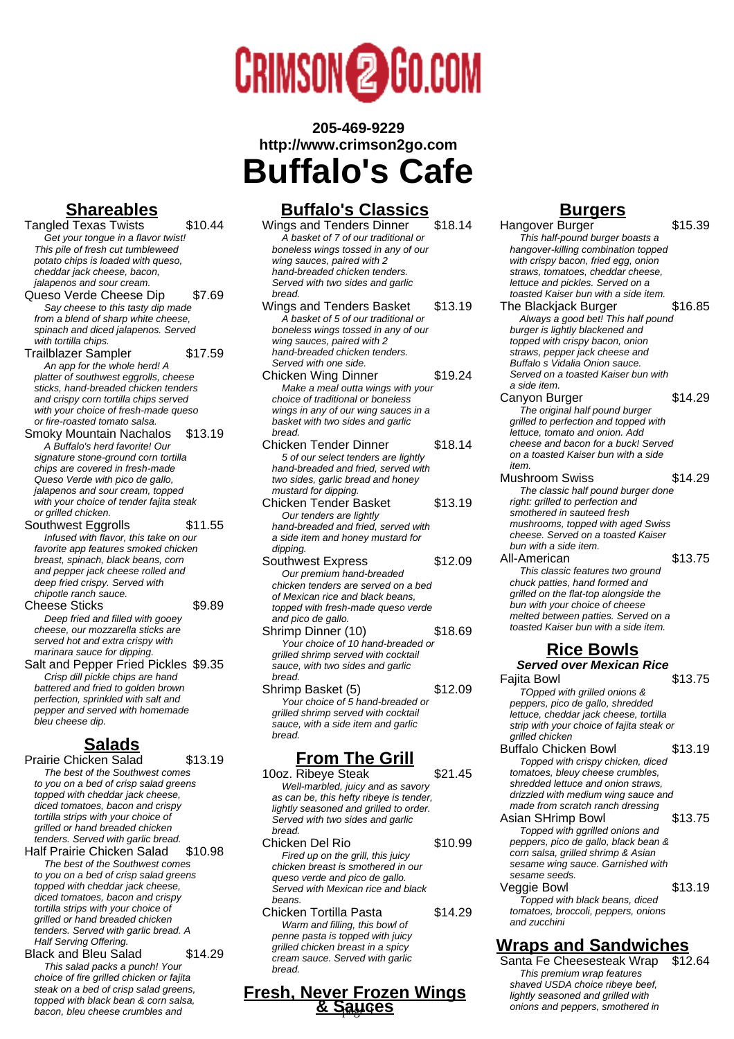CRIMSON 2 GO.COM

**205-469-9229**
**http://www.crimson2go.com**

# Buffalo's Cafe

## Shareables

**Tangled Texas Twists** — $10.44
*Get your tongue in a flavor twist! This pile of fresh cut tumbleweed potato chips is loaded with queso, cheddar jack cheese, bacon, jalapenos and sour cream.*

**Queso Verde Cheese Dip** — $7.69
*Say cheese to this tasty dip made from a blend of sharp white cheese, spinach and diced jalapenos. Served with tortilla chips.*

**Trailblazer Sampler** — $17.59
*An app for the whole herd! A platter of southwest eggrolls, cheese sticks, hand-breaded chicken tenders and crispy corn tortilla chips served with your choice of fresh-made queso or fire-roasted tomato salsa.*

**Smoky Mountain Nachalos** — $13.19
*A Buffalo's herd favorite! Our signature stone-ground corn tortilla chips are covered in fresh-made Queso Verde with pico de gallo, jalapenos and sour cream, topped with your choice of tender fajita steak or grilled chicken.*

**Southwest Eggrolls** — $11.55
*Infused with flavor, this take on our favorite app features smoked chicken breast, spinach, black beans, corn and pepper jack cheese rolled and deep fried crispy. Served with chipotle ranch sauce.*

**Cheese Sticks** — $9.89
*Deep fried and filled with gooey cheese, our mozzarella sticks are served hot and extra crispy with marinara sauce for dipping.*

**Salt and Pepper Fried Pickles** — $9.35
*Crisp dill pickle chips are hand battered and fried to golden brown perfection, sprinkled with salt and pepper and served with homemade bleu cheese dip.*

## Salads

**Prairie Chicken Salad** — $13.19
*The best of the Southwest comes to you on a bed of crisp salad greens topped with cheddar jack cheese, diced tomatoes, bacon and crispy tortilla strips with your choice of grilled or hand breaded chicken tenders. Served with garlic bread.*

**Half Prairie Chicken Salad** — $10.98
*The best of the Southwest comes to you on a bed of crisp salad greens topped with cheddar jack cheese, diced tomatoes, bacon and crispy tortilla strips with your choice of grilled or hand breaded chicken tenders. Served with garlic bread. A Half Serving Offering.*

**Black and Bleu Salad** — $14.29
*This salad packs a punch! Your choice of fire grilled chicken or fajita steak on a bed of crisp salad greens, topped with black bean & corn salsa, bacon, bleu cheese crumbles and*

## Buffalo's Classics

**Wings and Tenders Dinner** — $18.14
*A basket of 7 of our traditional or boneless wings tossed in any of our wing sauces, paired with 2 hand-breaded chicken tenders. Served with two sides and garlic bread.*

**Wings and Tenders Basket** — $13.19
*A basket of 5 of our traditional or boneless wings tossed in any of our wing sauces, paired with 2 hand-breaded chicken tenders. Served with one side.*

**Chicken Wing Dinner** — $19.24
*Make a meal outta wings with your choice of traditional or boneless wings in any of our wing sauces in a basket with two sides and garlic bread.*

**Chicken Tender Dinner** — $18.14
*5 of our select tenders are lightly hand-breaded and fried, served with two sides, garlic bread and honey mustard for dipping.*

**Chicken Tender Basket** — $13.19
*Our tenders are lightly hand-breaded and fried, served with a side item and honey mustard for dipping.*

**Southwest Express** — $12.09
*Our premium hand-breaded chicken tenders are served on a bed of Mexican rice and black beans, topped with fresh-made queso verde and pico de gallo.*

**Shrimp Dinner (10)** — $18.69
*Your choice of 10 hand-breaded or grilled shrimp served with cocktail sauce, with two sides and garlic bread.*

**Shrimp Basket (5)** — $12.09
*Your choice of 5 hand-breaded or grilled shrimp served with cocktail sauce, with a side item and garlic bread.*

## From The Grill

**10oz. Ribeye Steak** — $21.45
*Well-marbled, juicy and as savory as can be, this hefty ribeye is tender, lightly seasoned and grilled to order. Served with two sides and garlic bread.*

**Chicken Del Rio** — $10.99
*Fired up on the grill, this juicy chicken breast is smothered in our queso verde and pico de gallo. Served with Mexican rice and black beans.*

**Chicken Tortilla Pasta** — $14.29
*Warm and filling, this bowl of penne pasta is topped with juicy grilled chicken breast in a spicy cream sauce. Served with garlic bread.*

## Fresh, Never Frozen Wings & Sauces

## Burgers

**Hangover Burger** — $15.39
*This half-pound burger boasts a hangover-killing combination topped with crispy bacon, fried egg, onion straws, tomatoes, cheddar cheese, lettuce and pickles. Served on a toasted Kaiser bun with a side item.*

**The Blackjack Burger** — $16.85
*Always a good bet! This half pound burger is lightly blackened and topped with crispy bacon, onion straws, pepper jack cheese and Buffalo s Vidalia Onion sauce. Served on a toasted Kaiser bun with a side item.*

**Canyon Burger** — $14.29
*The original half pound burger grilled to perfection and topped with lettuce, tomato and onion. Add cheese and bacon for a buck! Served on a toasted Kaiser bun with a side item.*

**Mushroom Swiss** — $14.29
*The classic half pound burger done right: grilled to perfection and smothered in sauteed fresh mushrooms, topped with aged Swiss cheese. Served on a toasted Kaiser bun with a side item.*

**All-American** — $13.75
*This classic features two ground chuck patties, hand formed and grilled on the flat-top alongside the bun with your choice of cheese melted between patties. Served on a toasted Kaiser bun with a side item.*

## Rice Bowls

**Served over Mexican Rice**

**Fajita Bowl** — $13.75
*TOpped with grilled onions & peppers, pico de gallo, shredded lettuce, cheddar jack cheese, tortilla strip with your choice of fajita steak or grilled chicken*

**Buffalo Chicken Bowl** — $13.19
*Topped with crispy chicken, diced tomatoes, bleuy cheese crumbles, shredded lettuce and onion straws, drizzled with medium wing sauce and made from scratch ranch dressing*

**Asian SHrimp Bowl** — $13.75
*Topped with ggrilled onions and peppers, pico de gallo, black bean & corn salsa, grilled shrimp & Asian sesame wing sauce. Garnished with sesame seeds.*

**Veggie Bowl** — $13.19
*Topped with black beans, diced tomatoes, broccoli, peppers, onions and zucchini*

## Wraps and Sandwiches

**Santa Fe Cheesesteak Wrap** — $12.64
*This premium wrap features shaved USDA choice ribeye beef, lightly seasoned and grilled with onions and peppers, smothered in*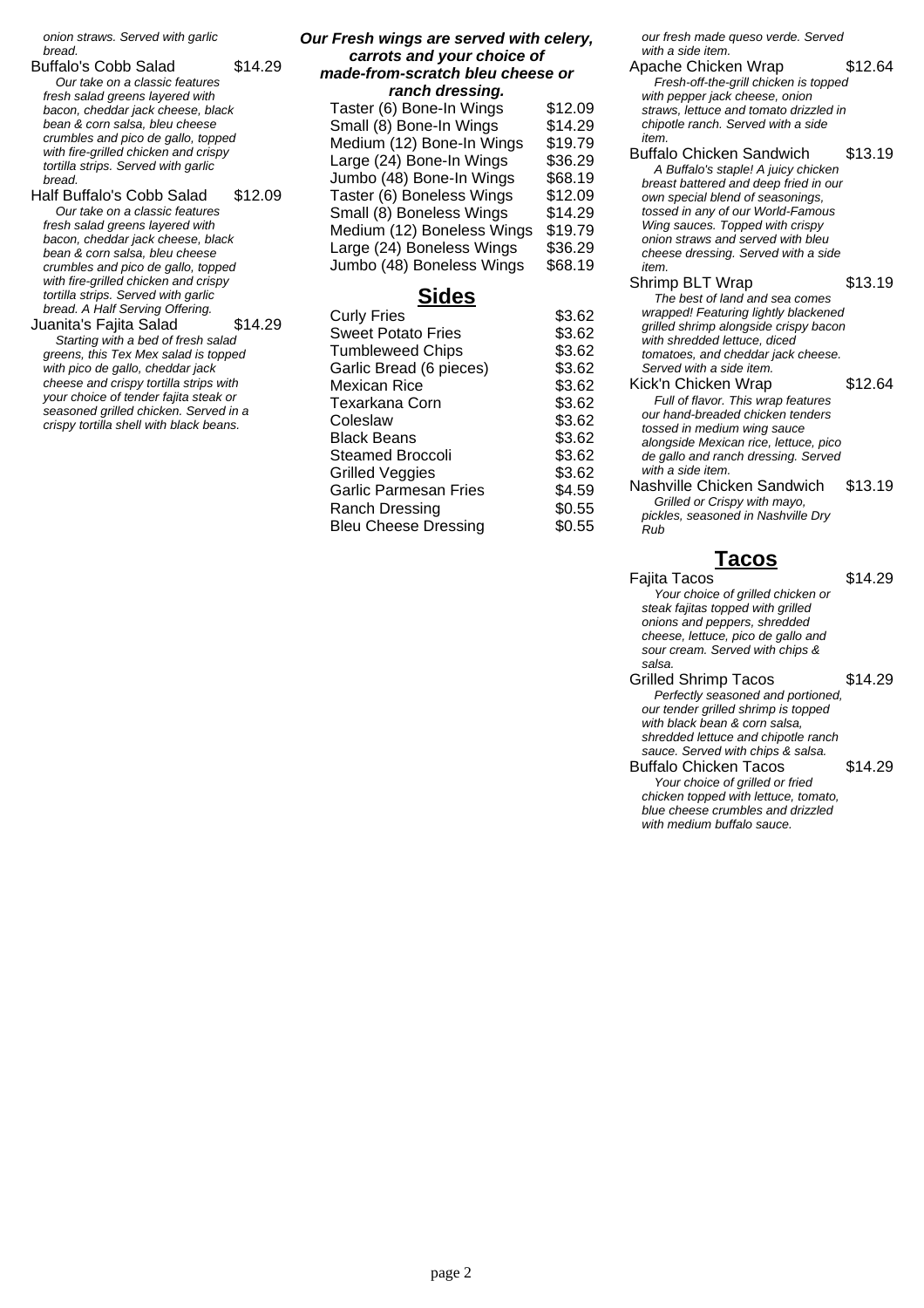onion straws. Served with garlic bread.

Buffalo's Cobb Salad $14.29

*Our take on a classic features fresh salad greens layered with bacon, cheddar jack cheese, black bean & corn salsa, bleu cheese crumbles and pico de gallo, topped with fire-grilled chicken and crispy tortilla strips. Served with garlic bread.*

Half Buffalo's Cobb Salad $12.09

*Our take on a classic features fresh salad greens layered with bacon, cheddar jack cheese, black bean & corn salsa, bleu cheese crumbles and pico de gallo, topped with fire-grilled chicken and crispy tortilla strips. Served with garlic bread. A Half Serving Offering.*

Juanita's Fajita Salad $14.29

*Starting with a bed of fresh salad greens, this Tex Mex salad is topped with pico de gallo, cheddar jack cheese and crispy tortilla strips with your choice of tender fajita steak or seasoned grilled chicken. Served in a crispy tortilla shell with black beans.*

***Our Fresh wings are served with celery, carrots and your choice of made-from-scratch bleu cheese or ranch dressing.***

| | |
|---|---|
| Taster (6) Bone-In Wings | $12.09 |
| Small (8) Bone-In Wings | $14.29 |
| Medium (12) Bone-In Wings | $19.79 |
| Large (24) Bone-In Wings | $36.29 |
| Jumbo (48) Bone-In Wings | $68.19 |
| Taster (6) Boneless Wings | $12.09 |
| Small (8) Boneless Wings | $14.29 |
| Medium (12) Boneless Wings | $19.79 |
| Large (24) Boneless Wings | $36.29 |
| Jumbo (48) Boneless Wings | $68.19 |

## Sides

| | |
|---|---|
| Curly Fries | $3.62 |
| Sweet Potato Fries | $3.62 |
| Tumbleweed Chips | $3.62 |
| Garlic Bread (6 pieces) | $3.62 |
| Mexican Rice | $3.62 |
| Texarkana Corn | $3.62 |
| Coleslaw | $3.62 |
| Black Beans | $3.62 |
| Steamed Broccoli | $3.62 |
| Grilled Veggies | $3.62 |
| Garlic Parmesan Fries | $4.59 |
| Ranch Dressing | $0.55 |
| Bleu Cheese Dressing | $0.55 |

*our fresh made queso verde. Served with a side item.*

Apache Chicken Wrap $12.64

*Fresh-off-the-grill chicken is topped with pepper jack cheese, onion straws, lettuce and tomato drizzled in chipotle ranch. Served with a side item.*

Buffalo Chicken Sandwich $13.19

*A Buffalo's staple! A juicy chicken breast battered and deep fried in our own special blend of seasonings, tossed in any of our World-Famous Wing sauces. Topped with crispy onion straws and served with bleu cheese dressing. Served with a side item.*

Shrimp BLT Wrap $13.19

*The best of land and sea comes wrapped! Featuring lightly blackened grilled shrimp alongside crispy bacon with shredded lettuce, diced tomatoes, and cheddar jack cheese. Served with a side item.*

Kick'n Chicken Wrap $12.64

*Full of flavor. This wrap features our hand-breaded chicken tenders tossed in medium wing sauce alongside Mexican rice, lettuce, pico de gallo and ranch dressing. Served with a side item.*

Nashville Chicken Sandwich $13.19

*Grilled or Crispy with mayo, pickles, seasoned in Nashville Dry Rub*

## Tacos

Fajita Tacos $14.29

*Your choice of grilled chicken or steak fajitas topped with grilled onions and peppers, shredded cheese, lettuce, pico de gallo and sour cream. Served with chips & salsa.*

Grilled Shrimp Tacos $14.29

*Perfectly seasoned and portioned, our tender grilled shrimp is topped with black bean & corn salsa, shredded lettuce and chipotle ranch sauce. Served with chips & salsa.*

Buffalo Chicken Tacos $14.29

*Your choice of grilled or fried chicken topped with lettuce, tomato, blue cheese crumbles and drizzled with medium buffalo sauce.*